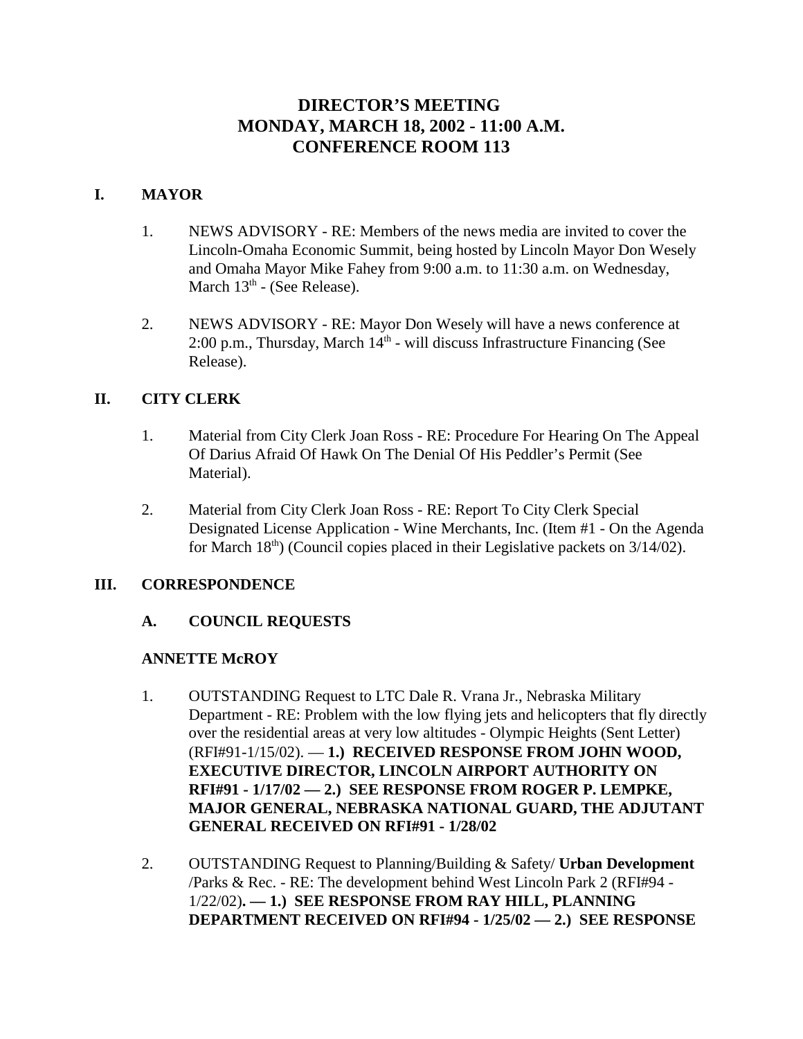# DIRECTOR'S MEETING
# MONDAY, MARCH 18, 2002 - 11:00 A.M.
# CONFERENCE ROOM 113

## I. MAYOR

1. NEWS ADVISORY - RE: Members of the news media are invited to cover the Lincoln-Omaha Economic Summit, being hosted by Lincoln Mayor Don Wesely and Omaha Mayor Mike Fahey from 9:00 a.m. to 11:30 a.m. on Wednesday, March 13th - (See Release).

2. NEWS ADVISORY - RE: Mayor Don Wesely will have a news conference at 2:00 p.m., Thursday, March 14th - will discuss Infrastructure Financing (See Release).

## II. CITY CLERK

1. Material from City Clerk Joan Ross - RE: Procedure For Hearing On The Appeal Of Darius Afraid Of Hawk On The Denial Of His Peddler's Permit (See Material).

2. Material from City Clerk Joan Ross - RE: Report To City Clerk Special Designated License Application - Wine Merchants, Inc. (Item #1 - On the Agenda for March 18th) (Council copies placed in their Legislative packets on 3/14/02).

## III. CORRESPONDENCE

### A. COUNCIL REQUESTS

**ANNETTE McROY**

1. OUTSTANDING Request to LTC Dale R. Vrana Jr., Nebraska Military Department - RE: Problem with the low flying jets and helicopters that fly directly over the residential areas at very low altitudes - Olympic Heights (Sent Letter) (RFI#91-1/15/02). — **1.) RECEIVED RESPONSE FROM JOHN WOOD, EXECUTIVE DIRECTOR, LINCOLN AIRPORT AUTHORITY ON RFI#91 - 1/17/02 — 2.) SEE RESPONSE FROM ROGER P. LEMPKE, MAJOR GENERAL, NEBRASKA NATIONAL GUARD, THE ADJUTANT GENERAL RECEIVED ON RFI#91 - 1/28/02**

2. OUTSTANDING Request to Planning/Building & Safety/ **Urban Development** /Parks & Rec. - RE: The development behind West Lincoln Park 2 (RFI#94 - 1/22/02)**. — 1.) SEE RESPONSE FROM RAY HILL, PLANNING DEPARTMENT RECEIVED ON RFI#94 - 1/25/02 — 2.) SEE RESPONSE**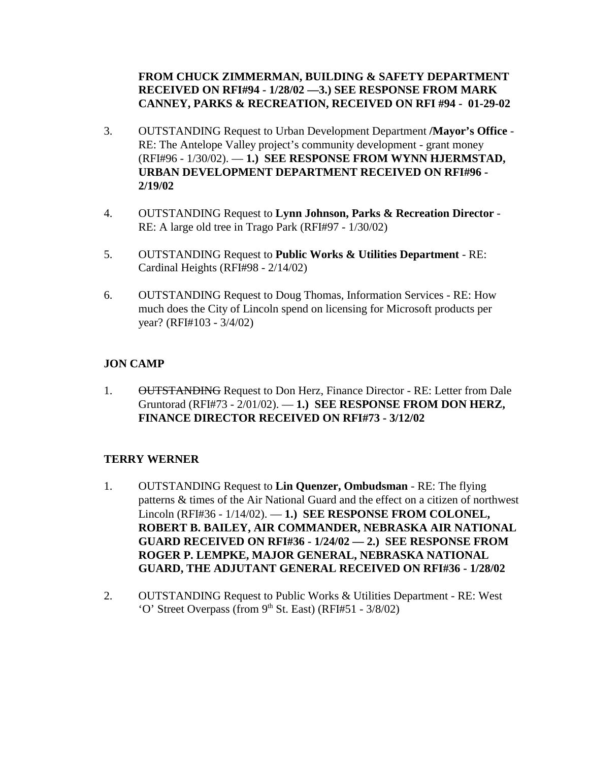**FROM CHUCK ZIMMERMAN, BUILDING & SAFETY DEPARTMENT RECEIVED ON RFI#94 - 1/28/02 —3.) SEE RESPONSE FROM MARK CANNEY, PARKS & RECREATION, RECEIVED ON RFI #94 - 01-29-02**

3. OUTSTANDING Request to Urban Development Department **/Mayor's Office** - RE: The Antelope Valley project's community development - grant money (RFI#96 - 1/30/02). — **1.) SEE RESPONSE FROM WYNN HJERMSTAD, URBAN DEVELOPMENT DEPARTMENT RECEIVED ON RFI#96 - 2/19/02**

4. OUTSTANDING Request to **Lynn Johnson, Parks & Recreation Director** - RE: A large old tree in Trago Park (RFI#97 - 1/30/02)

5. OUTSTANDING Request to **Public Works & Utilities Department** - RE: Cardinal Heights (RFI#98 - 2/14/02)

6. OUTSTANDING Request to Doug Thomas, Information Services - RE: How much does the City of Lincoln spend on licensing for Microsoft products per year? (RFI#103 - 3/4/02)

**JON CAMP**

1. ~~OUTSTANDING~~ Request to Don Herz, Finance Director - RE: Letter from Dale Gruntorad (RFI#73 - 2/01/02). — **1.) SEE RESPONSE FROM DON HERZ, FINANCE DIRECTOR RECEIVED ON RFI#73 - 3/12/02**

**TERRY WERNER**

1. OUTSTANDING Request to **Lin Quenzer, Ombudsman** - RE: The flying patterns & times of the Air National Guard and the effect on a citizen of northwest Lincoln (RFI#36 - 1/14/02). — **1.) SEE RESPONSE FROM COLONEL, ROBERT B. BAILEY, AIR COMMANDER, NEBRASKA AIR NATIONAL GUARD RECEIVED ON RFI#36 - 1/24/02 — 2.) SEE RESPONSE FROM ROGER P. LEMPKE, MAJOR GENERAL, NEBRASKA NATIONAL GUARD, THE ADJUTANT GENERAL RECEIVED ON RFI#36 - 1/28/02**

2. OUTSTANDING Request to Public Works & Utilities Department - RE: West 'O' Street Overpass (from 9th St. East) (RFI#51 - 3/8/02)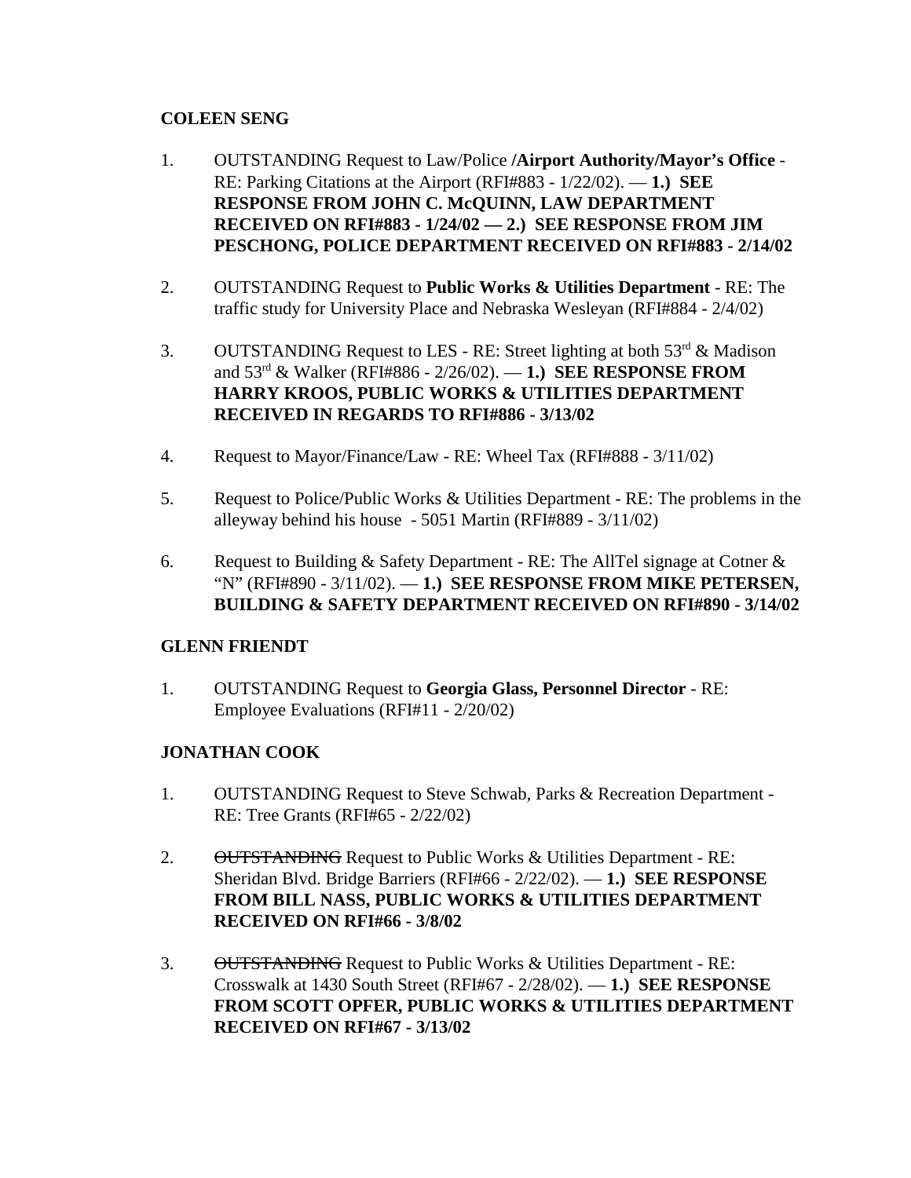**COLEEN SENG**

1. OUTSTANDING Request to Law/Police **/Airport Authority/Mayor's Office** - RE: Parking Citations at the Airport (RFI#883 - 1/22/02). — **1.) SEE RESPONSE FROM JOHN C. McQUINN, LAW DEPARTMENT RECEIVED ON RFI#883 - 1/24/02 — 2.) SEE RESPONSE FROM JIM PESCHONG, POLICE DEPARTMENT RECEIVED ON RFI#883 - 2/14/02**

2. OUTSTANDING Request to **Public Works & Utilities Department** - RE: The traffic study for University Place and Nebraska Wesleyan (RFI#884 - 2/4/02)

3. OUTSTANDING Request to LES - RE: Street lighting at both 53rd & Madison and 53rd & Walker (RFI#886 - 2/26/02). — **1.) SEE RESPONSE FROM HARRY KROOS, PUBLIC WORKS & UTILITIES DEPARTMENT RECEIVED IN REGARDS TO RFI#886 - 3/13/02**

4. Request to Mayor/Finance/Law - RE: Wheel Tax (RFI#888 - 3/11/02)

5. Request to Police/Public Works & Utilities Department - RE: The problems in the alleyway behind his house - 5051 Martin (RFI#889 - 3/11/02)

6. Request to Building & Safety Department - RE: The AllTel signage at Cotner & "N" (RFI#890 - 3/11/02). — **1.) SEE RESPONSE FROM MIKE PETERSEN, BUILDING & SAFETY DEPARTMENT RECEIVED ON RFI#890 - 3/14/02**

**GLENN FRIENDT**

1. OUTSTANDING Request to **Georgia Glass, Personnel Director** - RE: Employee Evaluations (RFI#11 - 2/20/02)

**JONATHAN COOK**

1. OUTSTANDING Request to Steve Schwab, Parks & Recreation Department - RE: Tree Grants (RFI#65 - 2/22/02)

2. ~~OUTSTANDING~~ Request to Public Works & Utilities Department - RE: Sheridan Blvd. Bridge Barriers (RFI#66 - 2/22/02). — **1.) SEE RESPONSE FROM BILL NASS, PUBLIC WORKS & UTILITIES DEPARTMENT RECEIVED ON RFI#66 - 3/8/02**

3. ~~OUTSTANDING~~ Request to Public Works & Utilities Department - RE: Crosswalk at 1430 South Street (RFI#67 - 2/28/02). — **1.) SEE RESPONSE FROM SCOTT OPFER, PUBLIC WORKS & UTILITIES DEPARTMENT RECEIVED ON RFI#67 - 3/13/02**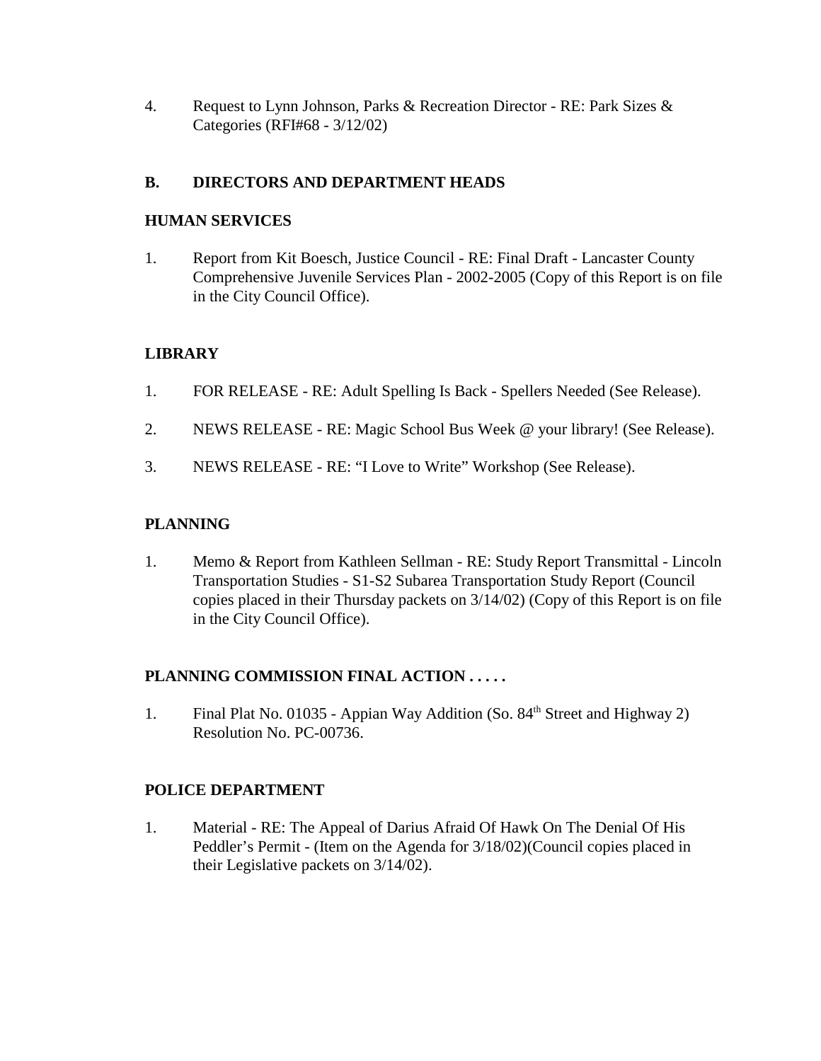4. Request to Lynn Johnson, Parks & Recreation Director - RE: Park Sizes & Categories (RFI#68 - 3/12/02)

**B. DIRECTORS AND DEPARTMENT HEADS**

**HUMAN SERVICES**

1. Report from Kit Boesch, Justice Council - RE: Final Draft - Lancaster County Comprehensive Juvenile Services Plan - 2002-2005 (Copy of this Report is on file in the City Council Office).

**LIBRARY**

1. FOR RELEASE - RE: Adult Spelling Is Back - Spellers Needed (See Release).

2. NEWS RELEASE - RE: Magic School Bus Week @ your library! (See Release).

3. NEWS RELEASE - RE: "I Love to Write" Workshop (See Release).

**PLANNING**

1. Memo & Report from Kathleen Sellman - RE: Study Report Transmittal - Lincoln Transportation Studies - S1-S2 Subarea Transportation Study Report (Council copies placed in their Thursday packets on 3/14/02) (Copy of this Report is on file in the City Council Office).

**PLANNING COMMISSION FINAL ACTION . . . . .**

1. Final Plat No. 01035 - Appian Way Addition (So. 84th Street and Highway 2) Resolution No. PC-00736.

**POLICE DEPARTMENT**

1. Material - RE: The Appeal of Darius Afraid Of Hawk On The Denial Of His Peddler's Permit - (Item on the Agenda for 3/18/02)(Council copies placed in their Legislative packets on 3/14/02).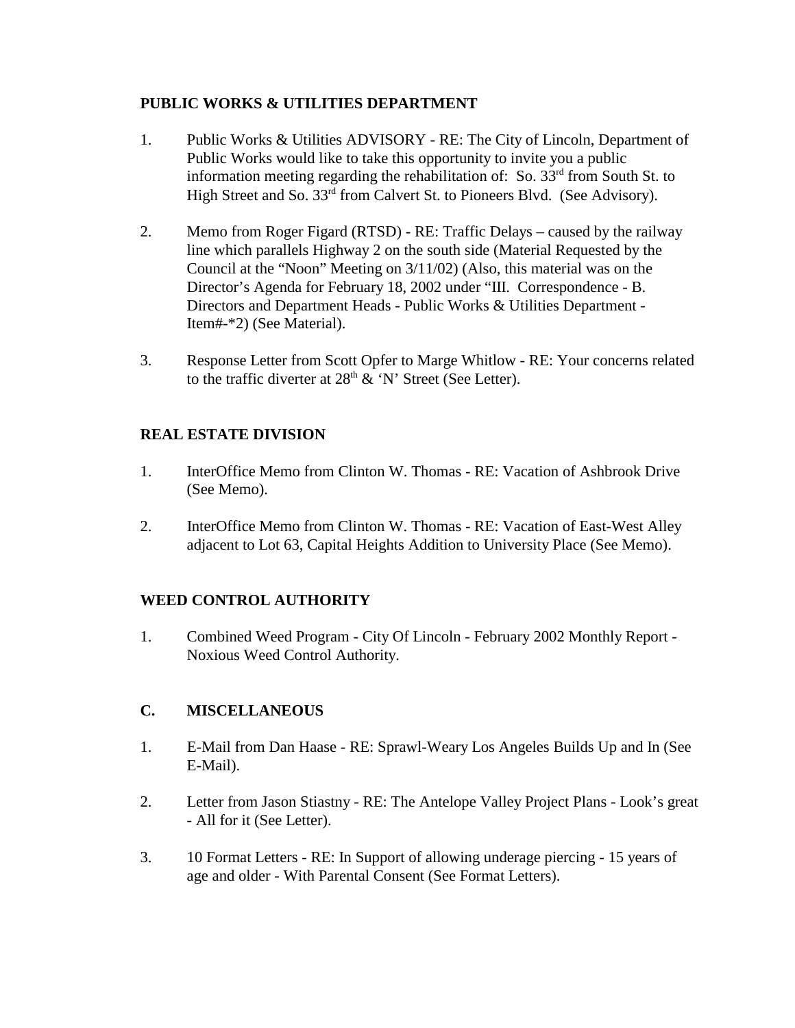**PUBLIC WORKS & UTILITIES DEPARTMENT**

1. Public Works & Utilities ADVISORY - RE: The City of Lincoln, Department of Public Works would like to take this opportunity to invite you a public information meeting regarding the rehabilitation of: So. 33rd from South St. to High Street and So. 33rd from Calvert St. to Pioneers Blvd. (See Advisory).

2. Memo from Roger Figard (RTSD) - RE: Traffic Delays – caused by the railway line which parallels Highway 2 on the south side (Material Requested by the Council at the "Noon" Meeting on 3/11/02) (Also, this material was on the Director's Agenda for February 18, 2002 under "III. Correspondence - B. Directors and Department Heads - Public Works & Utilities Department - Item#-*2) (See Material).

3. Response Letter from Scott Opfer to Marge Whitlow - RE: Your concerns related to the traffic diverter at 28th & 'N' Street (See Letter).

**REAL ESTATE DIVISION**

1. InterOffice Memo from Clinton W. Thomas - RE: Vacation of Ashbrook Drive (See Memo).

2. InterOffice Memo from Clinton W. Thomas - RE: Vacation of East-West Alley adjacent to Lot 63, Capital Heights Addition to University Place (See Memo).

**WEED CONTROL AUTHORITY**

1. Combined Weed Program - City Of Lincoln - February 2002 Monthly Report - Noxious Weed Control Authority.

**C. MISCELLANEOUS**

1. E-Mail from Dan Haase - RE: Sprawl-Weary Los Angeles Builds Up and In (See E-Mail).

2. Letter from Jason Stiastny - RE: The Antelope Valley Project Plans - Look's great - All for it (See Letter).

3. 10 Format Letters - RE: In Support of allowing underage piercing - 15 years of age and older - With Parental Consent (See Format Letters).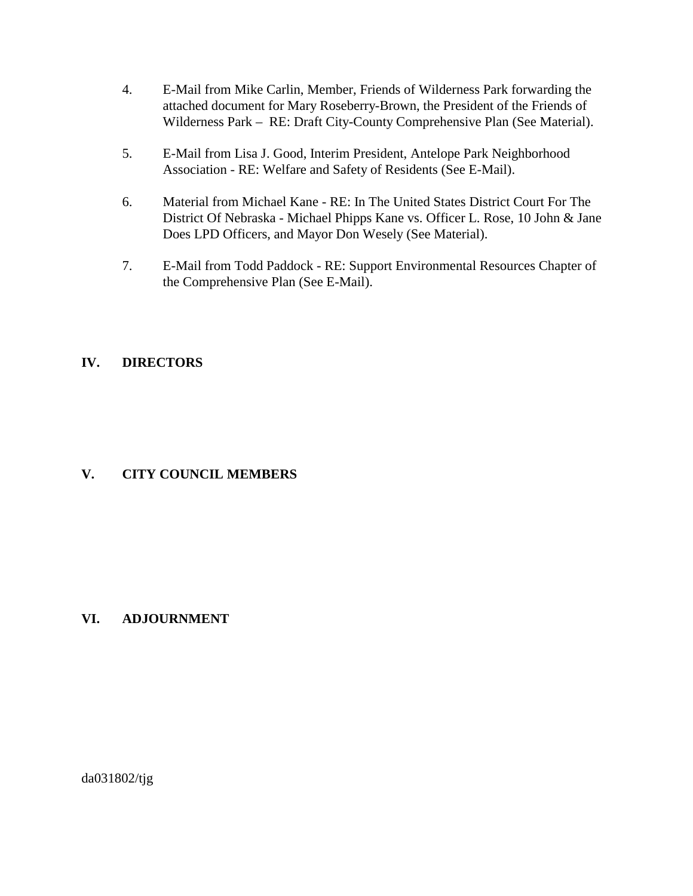4. E-Mail from Mike Carlin, Member, Friends of Wilderness Park forwarding the attached document for Mary Roseberry-Brown, the President of the Friends of Wilderness Park – RE: Draft City-County Comprehensive Plan (See Material).

5. E-Mail from Lisa J. Good, Interim President, Antelope Park Neighborhood Association - RE: Welfare and Safety of Residents (See E-Mail).

6. Material from Michael Kane - RE: In The United States District Court For The District Of Nebraska - Michael Phipps Kane vs. Officer L. Rose, 10 John & Jane Does LPD Officers, and Mayor Don Wesely (See Material).

7. E-Mail from Todd Paddock - RE: Support Environmental Resources Chapter of the Comprehensive Plan (See E-Mail).

## IV. DIRECTORS

## V. CITY COUNCIL MEMBERS

## VI. ADJOURNMENT

da031802/tjg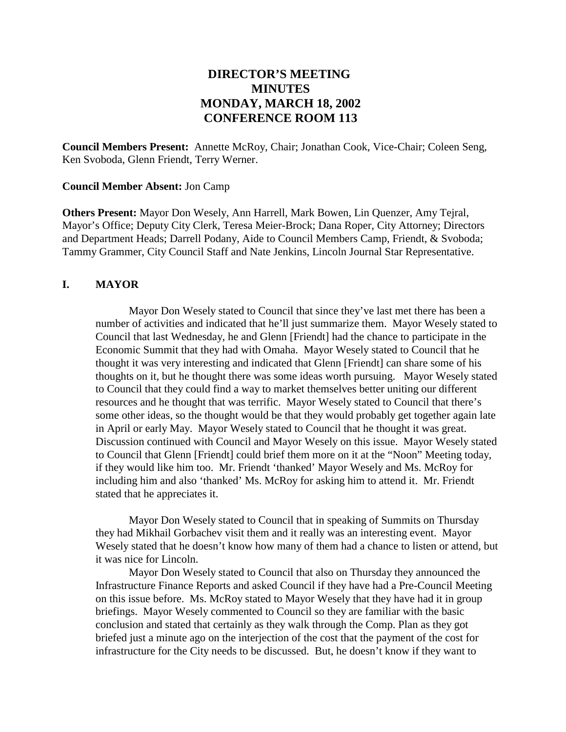# DIRECTOR'S MEETING MINUTES MONDAY, MARCH 18, 2002 CONFERENCE ROOM 113

**Council Members Present:** Annette McRoy, Chair; Jonathan Cook, Vice-Chair; Coleen Seng, Ken Svoboda, Glenn Friendt, Terry Werner.

**Council Member Absent:** Jon Camp

**Others Present:** Mayor Don Wesely, Ann Harrell, Mark Bowen, Lin Quenzer, Amy Tejral, Mayor's Office; Deputy City Clerk, Teresa Meier-Brock; Dana Roper, City Attorney; Directors and Department Heads; Darrell Podany, Aide to Council Members Camp, Friendt, & Svoboda; Tammy Grammer, City Council Staff and Nate Jenkins, Lincoln Journal Star Representative.

## I. MAYOR

Mayor Don Wesely stated to Council that since they've last met there has been a number of activities and indicated that he'll just summarize them. Mayor Wesely stated to Council that last Wednesday, he and Glenn [Friendt] had the chance to participate in the Economic Summit that they had with Omaha. Mayor Wesely stated to Council that he thought it was very interesting and indicated that Glenn [Friendt] can share some of his thoughts on it, but he thought there was some ideas worth pursuing. Mayor Wesely stated to Council that they could find a way to market themselves better uniting our different resources and he thought that was terrific. Mayor Wesely stated to Council that there's some other ideas, so the thought would be that they would probably get together again late in April or early May. Mayor Wesely stated to Council that he thought it was great. Discussion continued with Council and Mayor Wesely on this issue. Mayor Wesely stated to Council that Glenn [Friendt] could brief them more on it at the "Noon" Meeting today, if they would like him too. Mr. Friendt 'thanked' Mayor Wesely and Ms. McRoy for including him and also 'thanked' Ms. McRoy for asking him to attend it. Mr. Friendt stated that he appreciates it.

Mayor Don Wesely stated to Council that in speaking of Summits on Thursday they had Mikhail Gorbachev visit them and it really was an interesting event. Mayor Wesely stated that he doesn't know how many of them had a chance to listen or attend, but it was nice for Lincoln.

Mayor Don Wesely stated to Council that also on Thursday they announced the Infrastructure Finance Reports and asked Council if they have had a Pre-Council Meeting on this issue before. Ms. McRoy stated to Mayor Wesely that they have had it in group briefings. Mayor Wesely commented to Council so they are familiar with the basic conclusion and stated that certainly as they walk through the Comp. Plan as they got briefed just a minute ago on the interjection of the cost that the payment of the cost for infrastructure for the City needs to be discussed. But, he doesn't know if they want to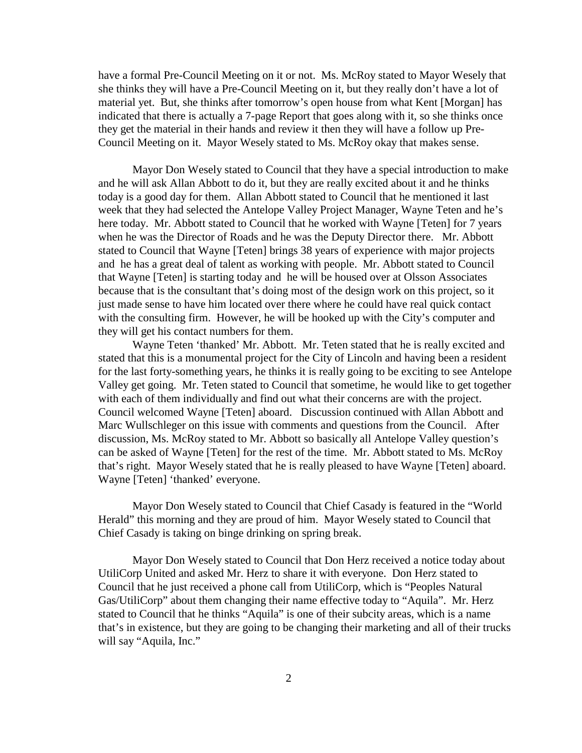have a formal Pre-Council Meeting on it or not. Ms. McRoy stated to Mayor Wesely that she thinks they will have a Pre-Council Meeting on it, but they really don't have a lot of material yet. But, she thinks after tomorrow's open house from what Kent [Morgan] has indicated that there is actually a 7-page Report that goes along with it, so she thinks once they get the material in their hands and review it then they will have a follow up Pre-Council Meeting on it. Mayor Wesely stated to Ms. McRoy okay that makes sense.

Mayor Don Wesely stated to Council that they have a special introduction to make and he will ask Allan Abbott to do it, but they are really excited about it and he thinks today is a good day for them. Allan Abbott stated to Council that he mentioned it last week that they had selected the Antelope Valley Project Manager, Wayne Teten and he's here today. Mr. Abbott stated to Council that he worked with Wayne [Teten] for 7 years when he was the Director of Roads and he was the Deputy Director there. Mr. Abbott stated to Council that Wayne [Teten] brings 38 years of experience with major projects and he has a great deal of talent as working with people. Mr. Abbott stated to Council that Wayne [Teten] is starting today and he will be housed over at Olsson Associates because that is the consultant that's doing most of the design work on this project, so it just made sense to have him located over there where he could have real quick contact with the consulting firm. However, he will be hooked up with the City's computer and they will get his contact numbers for them.

Wayne Teten 'thanked' Mr. Abbott. Mr. Teten stated that he is really excited and stated that this is a monumental project for the City of Lincoln and having been a resident for the last forty-something years, he thinks it is really going to be exciting to see Antelope Valley get going. Mr. Teten stated to Council that sometime, he would like to get together with each of them individually and find out what their concerns are with the project. Council welcomed Wayne [Teten] aboard. Discussion continued with Allan Abbott and Marc Wullschleger on this issue with comments and questions from the Council. After discussion, Ms. McRoy stated to Mr. Abbott so basically all Antelope Valley question's can be asked of Wayne [Teten] for the rest of the time. Mr. Abbott stated to Ms. McRoy that's right. Mayor Wesely stated that he is really pleased to have Wayne [Teten] aboard. Wayne [Teten] 'thanked' everyone.

Mayor Don Wesely stated to Council that Chief Casady is featured in the "World Herald" this morning and they are proud of him. Mayor Wesely stated to Council that Chief Casady is taking on binge drinking on spring break.

Mayor Don Wesely stated to Council that Don Herz received a notice today about UtiliCorp United and asked Mr. Herz to share it with everyone. Don Herz stated to Council that he just received a phone call from UtiliCorp, which is "Peoples Natural Gas/UtiliCorp" about them changing their name effective today to "Aquila". Mr. Herz stated to Council that he thinks "Aquila" is one of their subcity areas, which is a name that's in existence, but they are going to be changing their marketing and all of their trucks will say "Aquila, Inc."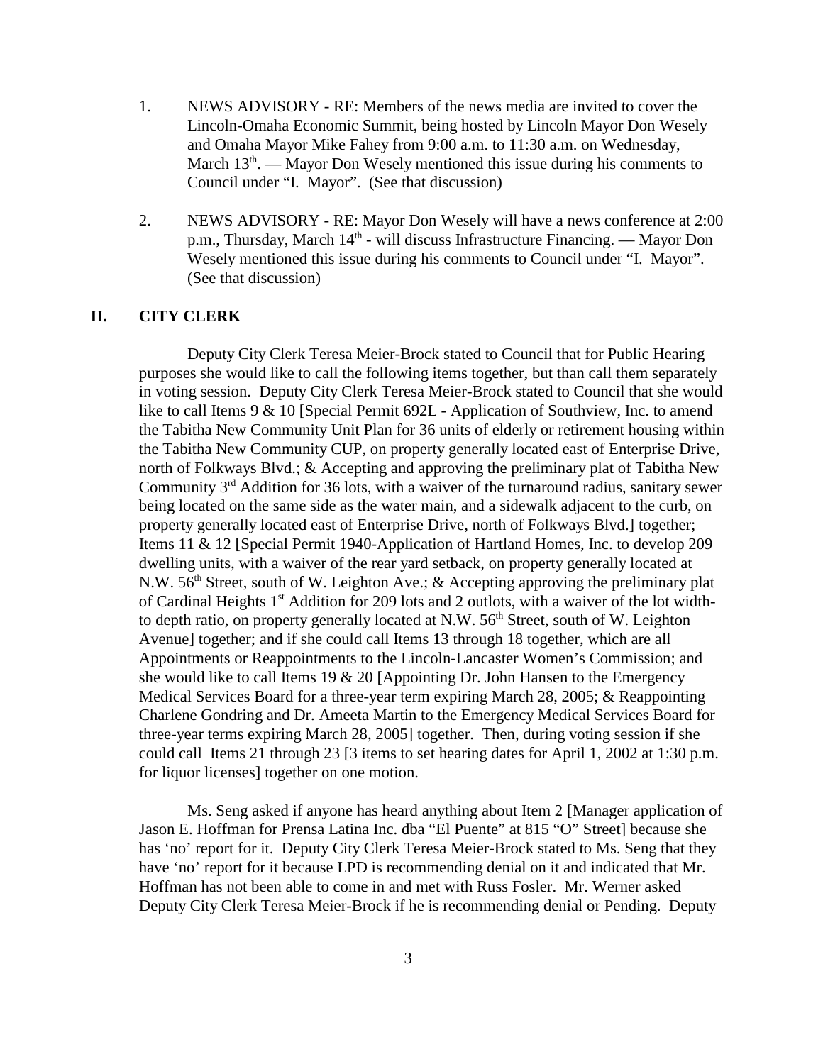1. NEWS ADVISORY - RE: Members of the news media are invited to cover the Lincoln-Omaha Economic Summit, being hosted by Lincoln Mayor Don Wesely and Omaha Mayor Mike Fahey from 9:00 a.m. to 11:30 a.m. on Wednesday, March 13th. — Mayor Don Wesely mentioned this issue during his comments to Council under "I. Mayor". (See that discussion)

2. NEWS ADVISORY - RE: Mayor Don Wesely will have a news conference at 2:00 p.m., Thursday, March 14th - will discuss Infrastructure Financing. — Mayor Don Wesely mentioned this issue during his comments to Council under "I. Mayor". (See that discussion)

## II. CITY CLERK

Deputy City Clerk Teresa Meier-Brock stated to Council that for Public Hearing purposes she would like to call the following items together, but than call them separately in voting session. Deputy City Clerk Teresa Meier-Brock stated to Council that she would like to call Items 9 & 10 [Special Permit 692L - Application of Southview, Inc. to amend the Tabitha New Community Unit Plan for 36 units of elderly or retirement housing within the Tabitha New Community CUP, on property generally located east of Enterprise Drive, north of Folkways Blvd.; & Accepting and approving the preliminary plat of Tabitha New Community 3rd Addition for 36 lots, with a waiver of the turnaround radius, sanitary sewer being located on the same side as the water main, and a sidewalk adjacent to the curb, on property generally located east of Enterprise Drive, north of Folkways Blvd.] together; Items 11 & 12 [Special Permit 1940-Application of Hartland Homes, Inc. to develop 209 dwelling units, with a waiver of the rear yard setback, on property generally located at N.W. 56th Street, south of W. Leighton Ave.; & Accepting approving the preliminary plat of Cardinal Heights 1st Addition for 209 lots and 2 outlots, with a waiver of the lot width-to depth ratio, on property generally located at N.W. 56th Street, south of W. Leighton Avenue] together; and if she could call Items 13 through 18 together, which are all Appointments or Reappointments to the Lincoln-Lancaster Women's Commission; and she would like to call Items 19 & 20 [Appointing Dr. John Hansen to the Emergency Medical Services Board for a three-year term expiring March 28, 2005; & Reappointing Charlene Gondring and Dr. Ameeta Martin to the Emergency Medical Services Board for three-year terms expiring March 28, 2005] together. Then, during voting session if she could call Items 21 through 23 [3 items to set hearing dates for April 1, 2002 at 1:30 p.m. for liquor licenses] together on one motion.

Ms. Seng asked if anyone has heard anything about Item 2 [Manager application of Jason E. Hoffman for Prensa Latina Inc. dba "El Puente" at 815 "O" Street] because she has 'no' report for it. Deputy City Clerk Teresa Meier-Brock stated to Ms. Seng that they have 'no' report for it because LPD is recommending denial on it and indicated that Mr. Hoffman has not been able to come in and met with Russ Fosler. Mr. Werner asked Deputy City Clerk Teresa Meier-Brock if he is recommending denial or Pending. Deputy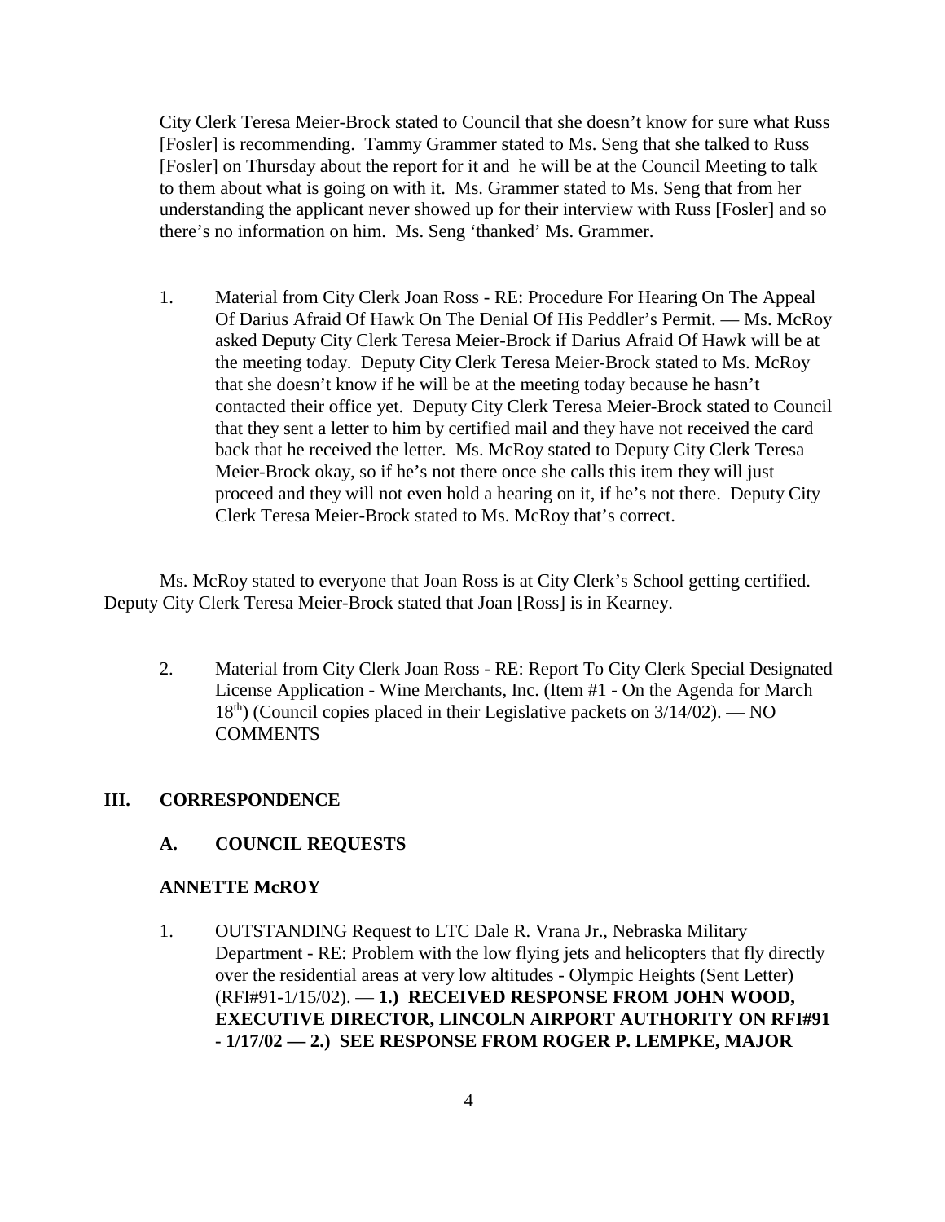City Clerk Teresa Meier-Brock stated to Council that she doesn't know for sure what Russ [Fosler] is recommending. Tammy Grammer stated to Ms. Seng that she talked to Russ [Fosler] on Thursday about the report for it and he will be at the Council Meeting to talk to them about what is going on with it. Ms. Grammer stated to Ms. Seng that from her understanding the applicant never showed up for their interview with Russ [Fosler] and so there's no information on him. Ms. Seng 'thanked' Ms. Grammer.

1. Material from City Clerk Joan Ross - RE: Procedure For Hearing On The Appeal Of Darius Afraid Of Hawk On The Denial Of His Peddler's Permit. — Ms. McRoy asked Deputy City Clerk Teresa Meier-Brock if Darius Afraid Of Hawk will be at the meeting today. Deputy City Clerk Teresa Meier-Brock stated to Ms. McRoy that she doesn't know if he will be at the meeting today because he hasn't contacted their office yet. Deputy City Clerk Teresa Meier-Brock stated to Council that they sent a letter to him by certified mail and they have not received the card back that he received the letter. Ms. McRoy stated to Deputy City Clerk Teresa Meier-Brock okay, so if he's not there once she calls this item they will just proceed and they will not even hold a hearing on it, if he's not there. Deputy City Clerk Teresa Meier-Brock stated to Ms. McRoy that's correct.

Ms. McRoy stated to everyone that Joan Ross is at City Clerk's School getting certified. Deputy City Clerk Teresa Meier-Brock stated that Joan [Ross] is in Kearney.

2. Material from City Clerk Joan Ross - RE: Report To City Clerk Special Designated License Application - Wine Merchants, Inc. (Item #1 - On the Agenda for March 18th) (Council copies placed in their Legislative packets on 3/14/02). — NO COMMENTS

## III. CORRESPONDENCE

### A. COUNCIL REQUESTS

**ANNETTE McROY**

1. OUTSTANDING Request to LTC Dale R. Vrana Jr., Nebraska Military Department - RE: Problem with the low flying jets and helicopters that fly directly over the residential areas at very low altitudes - Olympic Heights (Sent Letter) (RFI#91-1/15/02). — **1.) RECEIVED RESPONSE FROM JOHN WOOD, EXECUTIVE DIRECTOR, LINCOLN AIRPORT AUTHORITY ON RFI#91 - 1/17/02 — 2.) SEE RESPONSE FROM ROGER P. LEMPKE, MAJOR**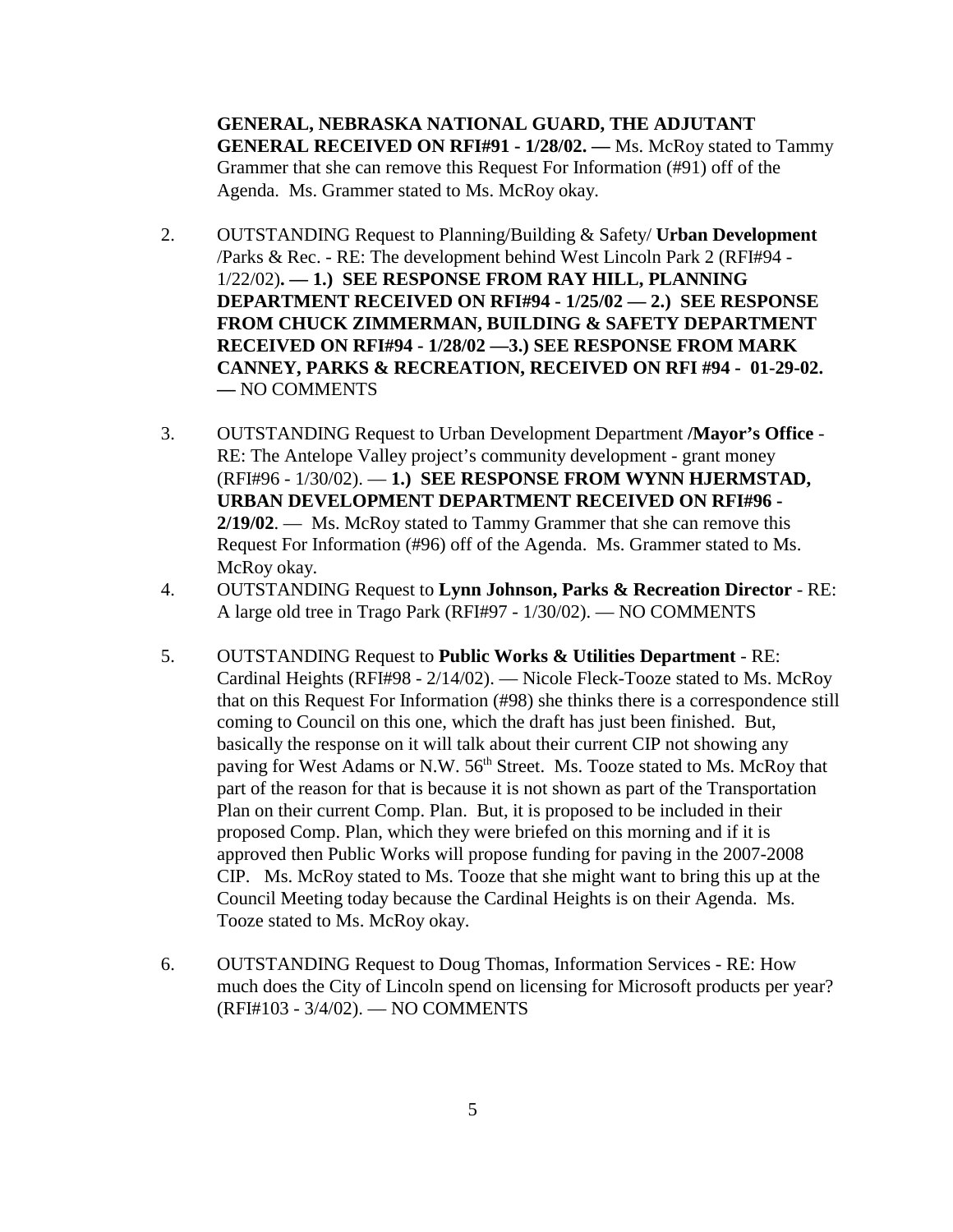**GENERAL, NEBRASKA NATIONAL GUARD, THE ADJUTANT GENERAL RECEIVED ON RFI#91 - 1/28/02. —** Ms. McRoy stated to Tammy Grammer that she can remove this Request For Information (#91) off of the Agenda. Ms. Grammer stated to Ms. McRoy okay.

2. OUTSTANDING Request to Planning/Building & Safety/ **Urban Development** /Parks & Rec. - RE: The development behind West Lincoln Park 2 (RFI#94 - 1/22/02)**. — 1.) SEE RESPONSE FROM RAY HILL, PLANNING DEPARTMENT RECEIVED ON RFI#94 - 1/25/02 — 2.) SEE RESPONSE FROM CHUCK ZIMMERMAN, BUILDING & SAFETY DEPARTMENT RECEIVED ON RFI#94 - 1/28/02 —3.) SEE RESPONSE FROM MARK CANNEY, PARKS & RECREATION, RECEIVED ON RFI #94 - 01-29-02. —** NO COMMENTS

3. OUTSTANDING Request to Urban Development Department **/Mayor's Office** - RE: The Antelope Valley project's community development - grant money (RFI#96 - 1/30/02). — **1.) SEE RESPONSE FROM WYNN HJERMSTAD, URBAN DEVELOPMENT DEPARTMENT RECEIVED ON RFI#96 - 2/19/02**. — Ms. McRoy stated to Tammy Grammer that she can remove this Request For Information (#96) off of the Agenda. Ms. Grammer stated to Ms. McRoy okay.

4. OUTSTANDING Request to **Lynn Johnson, Parks & Recreation Director** - RE: A large old tree in Trago Park (RFI#97 - 1/30/02). — NO COMMENTS

5. OUTSTANDING Request to **Public Works & Utilities Department** - RE: Cardinal Heights (RFI#98 - 2/14/02). — Nicole Fleck-Tooze stated to Ms. McRoy that on this Request For Information (#98) she thinks there is a correspondence still coming to Council on this one, which the draft has just been finished. But, basically the response on it will talk about their current CIP not showing any paving for West Adams or N.W. 56th Street. Ms. Tooze stated to Ms. McRoy that part of the reason for that is because it is not shown as part of the Transportation Plan on their current Comp. Plan. But, it is proposed to be included in their proposed Comp. Plan, which they were briefed on this morning and if it is approved then Public Works will propose funding for paving in the 2007-2008 CIP. Ms. McRoy stated to Ms. Tooze that she might want to bring this up at the Council Meeting today because the Cardinal Heights is on their Agenda. Ms. Tooze stated to Ms. McRoy okay.

6. OUTSTANDING Request to Doug Thomas, Information Services - RE: How much does the City of Lincoln spend on licensing for Microsoft products per year? (RFI#103 - 3/4/02). — NO COMMENTS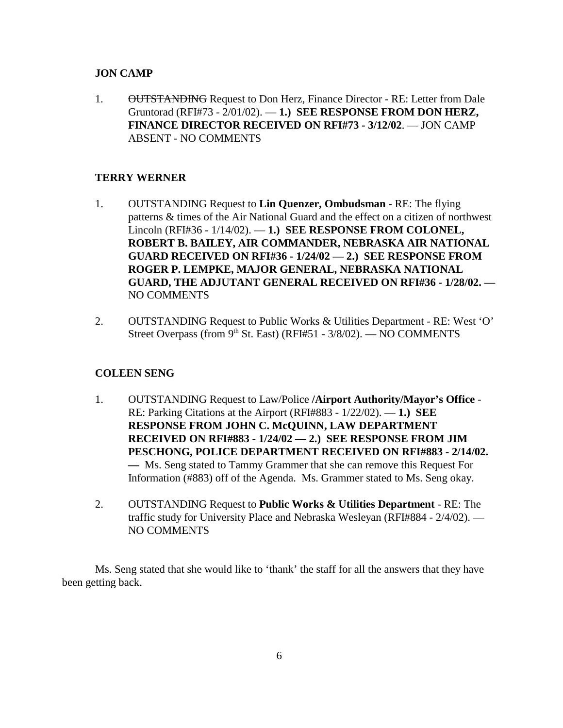**JON CAMP**

1. ~~OUTSTANDING~~ Request to Don Herz, Finance Director - RE: Letter from Dale Gruntorad (RFI#73 - 2/01/02). — **1.) SEE RESPONSE FROM DON HERZ, FINANCE DIRECTOR RECEIVED ON RFI#73 - 3/12/02**. — JON CAMP ABSENT - NO COMMENTS

**TERRY WERNER**

1. OUTSTANDING Request to **Lin Quenzer, Ombudsman** - RE: The flying patterns & times of the Air National Guard and the effect on a citizen of northwest Lincoln (RFI#36 - 1/14/02). — **1.) SEE RESPONSE FROM COLONEL, ROBERT B. BAILEY, AIR COMMANDER, NEBRASKA AIR NATIONAL GUARD RECEIVED ON RFI#36 - 1/24/02 — 2.) SEE RESPONSE FROM ROGER P. LEMPKE, MAJOR GENERAL, NEBRASKA NATIONAL GUARD, THE ADJUTANT GENERAL RECEIVED ON RFI#36 - 1/28/02. —** NO COMMENTS

2. OUTSTANDING Request to Public Works & Utilities Department - RE: West 'O' Street Overpass (from 9th St. East) (RFI#51 - 3/8/02). — NO COMMENTS

**COLEEN SENG**

1. OUTSTANDING Request to Law/Police **/Airport Authority/Mayor's Office** - RE: Parking Citations at the Airport (RFI#883 - 1/22/02). — **1.) SEE RESPONSE FROM JOHN C. McQUINN, LAW DEPARTMENT RECEIVED ON RFI#883 - 1/24/02 — 2.) SEE RESPONSE FROM JIM PESCHONG, POLICE DEPARTMENT RECEIVED ON RFI#883 - 2/14/02. —** Ms. Seng stated to Tammy Grammer that she can remove this Request For Information (#883) off of the Agenda. Ms. Grammer stated to Ms. Seng okay.

2. OUTSTANDING Request to **Public Works & Utilities Department** - RE: The traffic study for University Place and Nebraska Wesleyan (RFI#884 - 2/4/02). — NO COMMENTS

Ms. Seng stated that she would like to 'thank' the staff for all the answers that they have been getting back.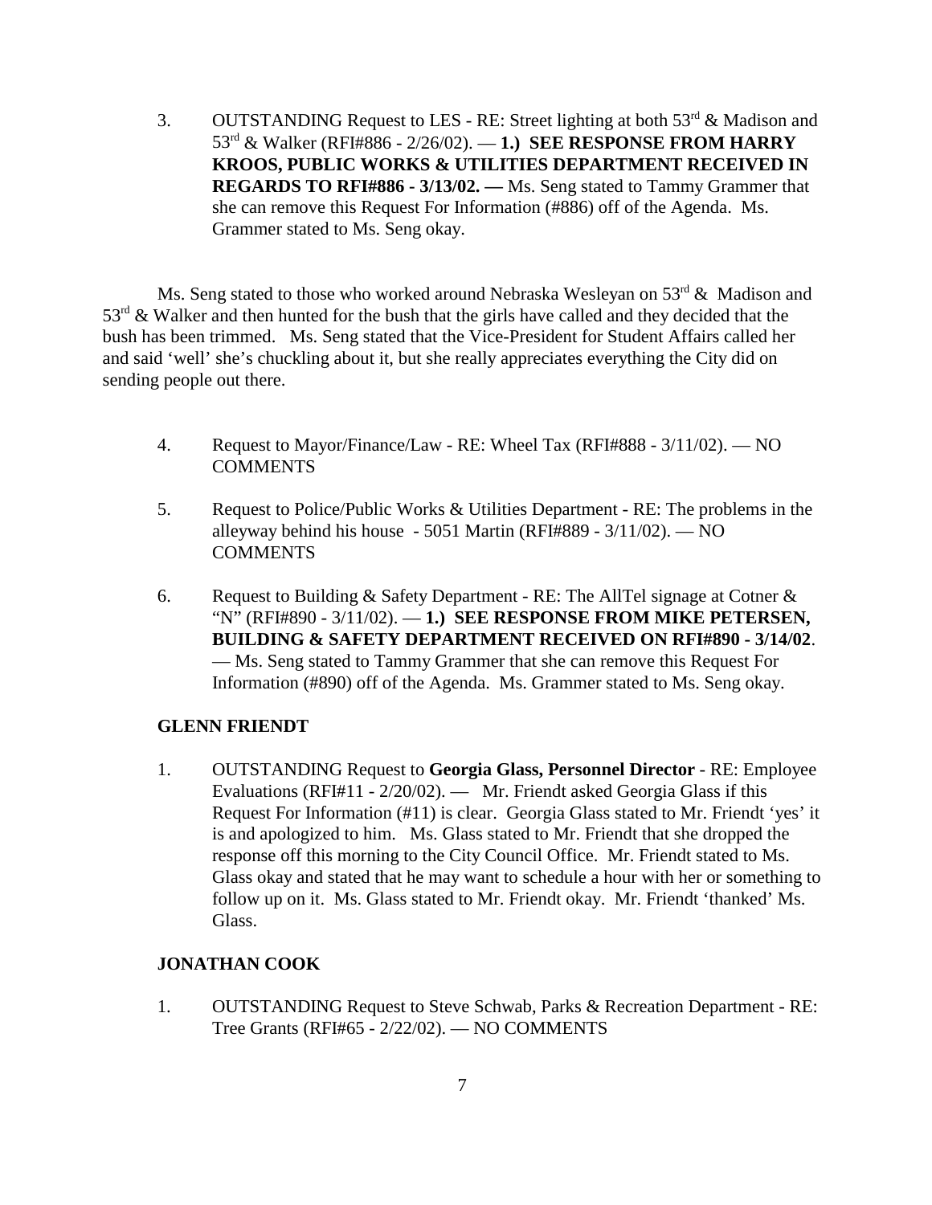3. OUTSTANDING Request to LES - RE: Street lighting at both 53rd & Madison and 53rd & Walker (RFI#886 - 2/26/02). — **1.) SEE RESPONSE FROM HARRY KROOS, PUBLIC WORKS & UTILITIES DEPARTMENT RECEIVED IN REGARDS TO RFI#886 - 3/13/02. —** Ms. Seng stated to Tammy Grammer that she can remove this Request For Information (#886) off of the Agenda. Ms. Grammer stated to Ms. Seng okay.

Ms. Seng stated to those who worked around Nebraska Wesleyan on 53rd & Madison and 53rd & Walker and then hunted for the bush that the girls have called and they decided that the bush has been trimmed. Ms. Seng stated that the Vice-President for Student Affairs called her and said 'well' she's chuckling about it, but she really appreciates everything the City did on sending people out there.

4. Request to Mayor/Finance/Law - RE: Wheel Tax (RFI#888 - 3/11/02). — NO COMMENTS

5. Request to Police/Public Works & Utilities Department - RE: The problems in the alleyway behind his house - 5051 Martin (RFI#889 - 3/11/02). — NO COMMENTS

6. Request to Building & Safety Department - RE: The AllTel signage at Cotner & "N" (RFI#890 - 3/11/02). — **1.) SEE RESPONSE FROM MIKE PETERSEN, BUILDING & SAFETY DEPARTMENT RECEIVED ON RFI#890 - 3/14/02**. — Ms. Seng stated to Tammy Grammer that she can remove this Request For Information (#890) off of the Agenda. Ms. Grammer stated to Ms. Seng okay.

**GLENN FRIENDT**

1. OUTSTANDING Request to **Georgia Glass, Personnel Director** - RE: Employee Evaluations (RFI#11 - 2/20/02). — Mr. Friendt asked Georgia Glass if this Request For Information (#11) is clear. Georgia Glass stated to Mr. Friendt 'yes' it is and apologized to him. Ms. Glass stated to Mr. Friendt that she dropped the response off this morning to the City Council Office. Mr. Friendt stated to Ms. Glass okay and stated that he may want to schedule a hour with her or something to follow up on it. Ms. Glass stated to Mr. Friendt okay. Mr. Friendt 'thanked' Ms. Glass.

**JONATHAN COOK**

1. OUTSTANDING Request to Steve Schwab, Parks & Recreation Department - RE: Tree Grants (RFI#65 - 2/22/02). — NO COMMENTS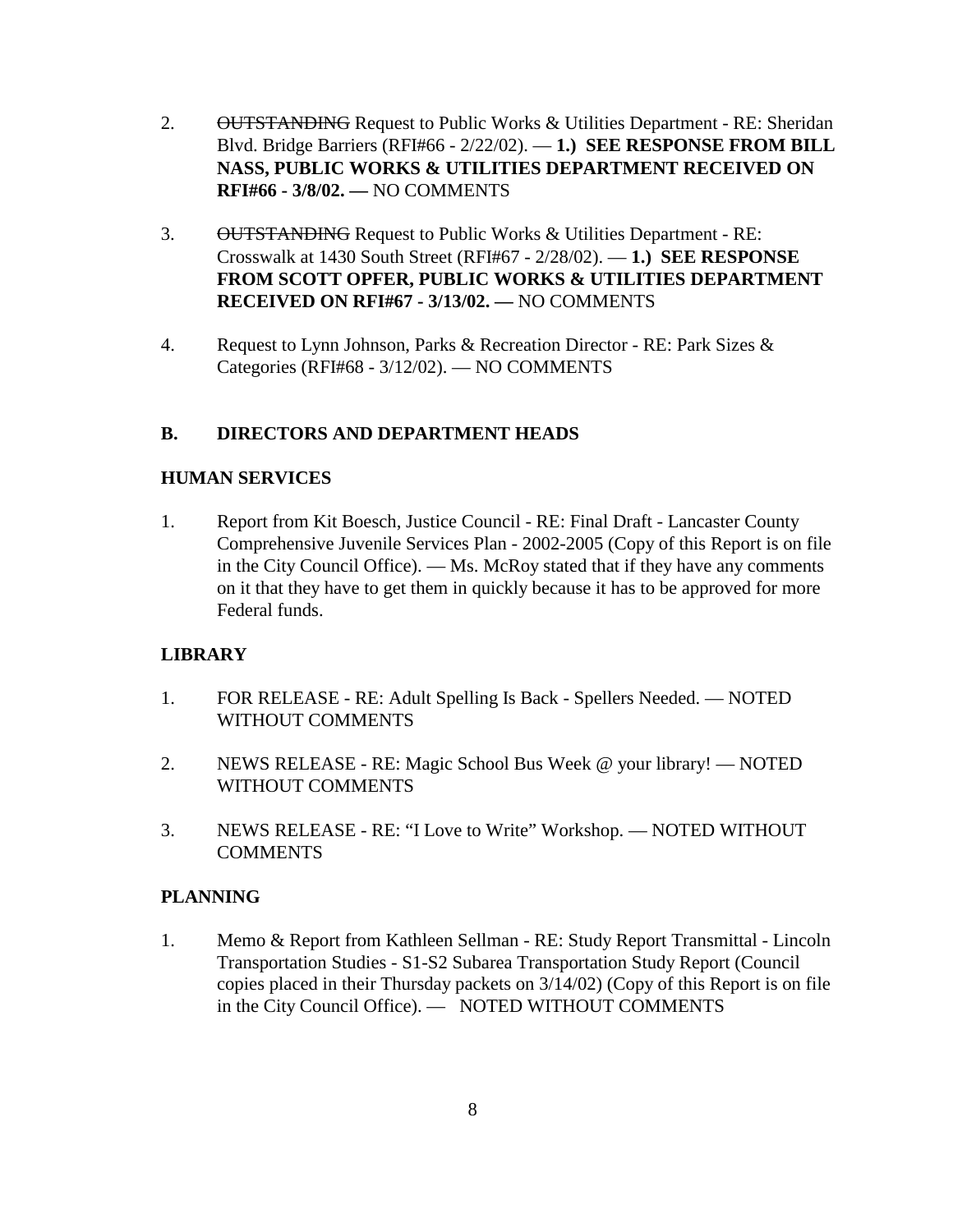2. ~~OUTSTANDING~~ Request to Public Works & Utilities Department - RE: Sheridan Blvd. Bridge Barriers (RFI#66 - 2/22/02). — **1.) SEE RESPONSE FROM BILL NASS, PUBLIC WORKS & UTILITIES DEPARTMENT RECEIVED ON RFI#66 - 3/8/02. —** NO COMMENTS

3. ~~OUTSTANDING~~ Request to Public Works & Utilities Department - RE: Crosswalk at 1430 South Street (RFI#67 - 2/28/02). — **1.) SEE RESPONSE FROM SCOTT OPFER, PUBLIC WORKS & UTILITIES DEPARTMENT RECEIVED ON RFI#67 - 3/13/02. —** NO COMMENTS

4. Request to Lynn Johnson, Parks & Recreation Director - RE: Park Sizes & Categories (RFI#68 - 3/12/02). — NO COMMENTS

**B. DIRECTORS AND DEPARTMENT HEADS**

**HUMAN SERVICES**

1. Report from Kit Boesch, Justice Council - RE: Final Draft - Lancaster County Comprehensive Juvenile Services Plan - 2002-2005 (Copy of this Report is on file in the City Council Office). — Ms. McRoy stated that if they have any comments on it that they have to get them in quickly because it has to be approved for more Federal funds.

**LIBRARY**

1. FOR RELEASE - RE: Adult Spelling Is Back - Spellers Needed. — NOTED WITHOUT COMMENTS

2. NEWS RELEASE - RE: Magic School Bus Week @ your library! — NOTED WITHOUT COMMENTS

3. NEWS RELEASE - RE: "I Love to Write" Workshop. — NOTED WITHOUT COMMENTS

**PLANNING**

1. Memo & Report from Kathleen Sellman - RE: Study Report Transmittal - Lincoln Transportation Studies - S1-S2 Subarea Transportation Study Report (Council copies placed in their Thursday packets on 3/14/02) (Copy of this Report is on file in the City Council Office). — NOTED WITHOUT COMMENTS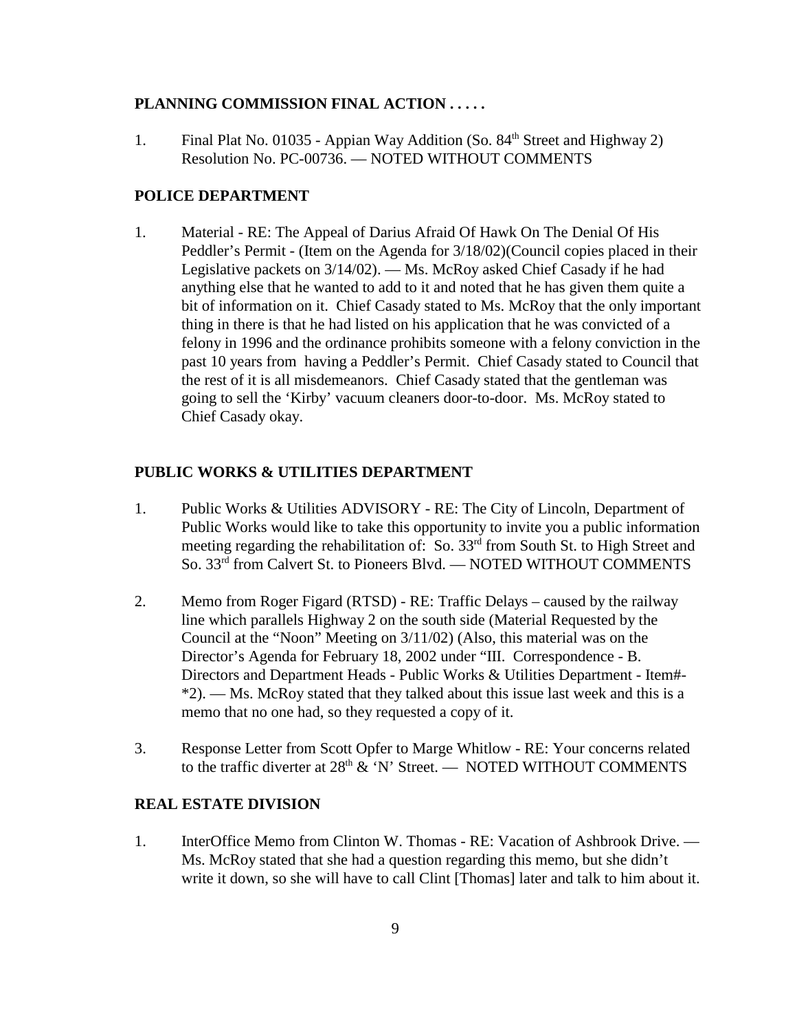### PLANNING COMMISSION FINAL ACTION . . . . .

1. Final Plat No. 01035 - Appian Way Addition (So. 84th Street and Highway 2) Resolution No. PC-00736. — NOTED WITHOUT COMMENTS

### POLICE DEPARTMENT

1. Material - RE: The Appeal of Darius Afraid Of Hawk On The Denial Of His Peddler's Permit - (Item on the Agenda for 3/18/02)(Council copies placed in their Legislative packets on 3/14/02). — Ms. McRoy asked Chief Casady if he had anything else that he wanted to add to it and noted that he has given them quite a bit of information on it. Chief Casady stated to Ms. McRoy that the only important thing in there is that he had listed on his application that he was convicted of a felony in 1996 and the ordinance prohibits someone with a felony conviction in the past 10 years from having a Peddler's Permit. Chief Casady stated to Council that the rest of it is all misdemeanors. Chief Casady stated that the gentleman was going to sell the 'Kirby' vacuum cleaners door-to-door. Ms. McRoy stated to Chief Casady okay.

### PUBLIC WORKS & UTILITIES DEPARTMENT

1. Public Works & Utilities ADVISORY - RE: The City of Lincoln, Department of Public Works would like to take this opportunity to invite you a public information meeting regarding the rehabilitation of: So. 33rd from South St. to High Street and So. 33rd from Calvert St. to Pioneers Blvd. — NOTED WITHOUT COMMENTS

2. Memo from Roger Figard (RTSD) - RE: Traffic Delays – caused by the railway line which parallels Highway 2 on the south side (Material Requested by the Council at the "Noon" Meeting on 3/11/02) (Also, this material was on the Director's Agenda for February 18, 2002 under "III. Correspondence - B. Directors and Department Heads - Public Works & Utilities Department - Item#-*2). — Ms. McRoy stated that they talked about this issue last week and this is a memo that no one had, so they requested a copy of it.

3. Response Letter from Scott Opfer to Marge Whitlow - RE: Your concerns related to the traffic diverter at 28th & 'N' Street. — NOTED WITHOUT COMMENTS

### REAL ESTATE DIVISION

1. InterOffice Memo from Clinton W. Thomas - RE: Vacation of Ashbrook Drive. — Ms. McRoy stated that she had a question regarding this memo, but she didn't write it down, so she will have to call Clint [Thomas] later and talk to him about it.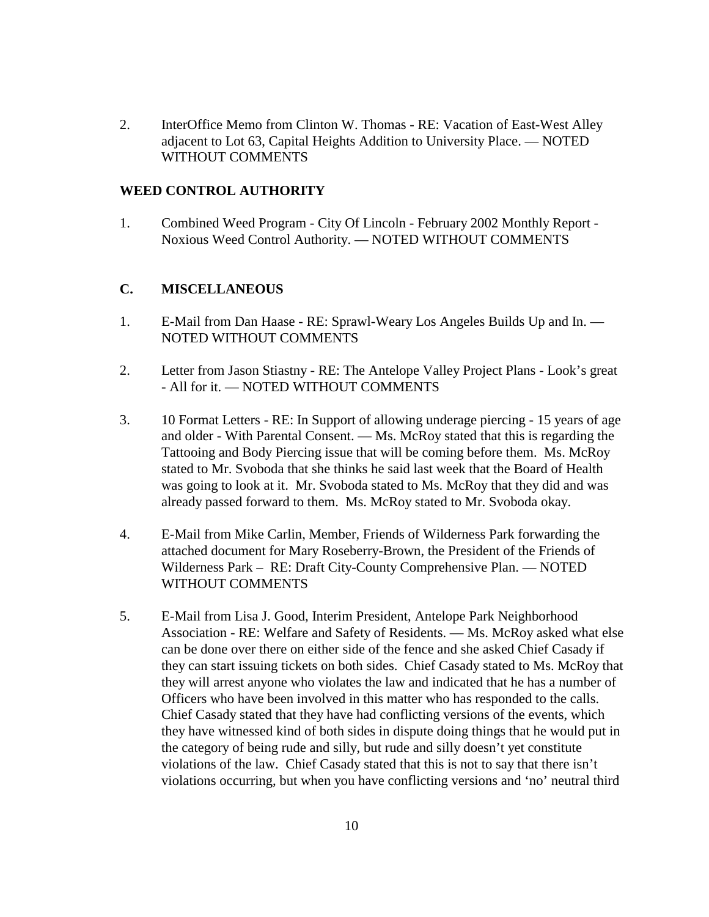2. InterOffice Memo from Clinton W. Thomas - RE: Vacation of East-West Alley adjacent to Lot 63, Capital Heights Addition to University Place. — NOTED WITHOUT COMMENTS

**WEED CONTROL AUTHORITY**

1. Combined Weed Program - City Of Lincoln - February 2002 Monthly Report - Noxious Weed Control Authority. — NOTED WITHOUT COMMENTS

## C. MISCELLANEOUS

1. E-Mail from Dan Haase - RE: Sprawl-Weary Los Angeles Builds Up and In. — NOTED WITHOUT COMMENTS

2. Letter from Jason Stiastny - RE: The Antelope Valley Project Plans - Look's great - All for it. — NOTED WITHOUT COMMENTS

3. 10 Format Letters - RE: In Support of allowing underage piercing - 15 years of age and older - With Parental Consent. — Ms. McRoy stated that this is regarding the Tattooing and Body Piercing issue that will be coming before them. Ms. McRoy stated to Mr. Svoboda that she thinks he said last week that the Board of Health was going to look at it. Mr. Svoboda stated to Ms. McRoy that they did and was already passed forward to them. Ms. McRoy stated to Mr. Svoboda okay.

4. E-Mail from Mike Carlin, Member, Friends of Wilderness Park forwarding the attached document for Mary Roseberry-Brown, the President of the Friends of Wilderness Park – RE: Draft City-County Comprehensive Plan. — NOTED WITHOUT COMMENTS

5. E-Mail from Lisa J. Good, Interim President, Antelope Park Neighborhood Association - RE: Welfare and Safety of Residents. — Ms. McRoy asked what else can be done over there on either side of the fence and she asked Chief Casady if they can start issuing tickets on both sides. Chief Casady stated to Ms. McRoy that they will arrest anyone who violates the law and indicated that he has a number of Officers who have been involved in this matter who has responded to the calls. Chief Casady stated that they have had conflicting versions of the events, which they have witnessed kind of both sides in dispute doing things that he would put in the category of being rude and silly, but rude and silly doesn't yet constitute violations of the law. Chief Casady stated that this is not to say that there isn't violations occurring, but when you have conflicting versions and 'no' neutral third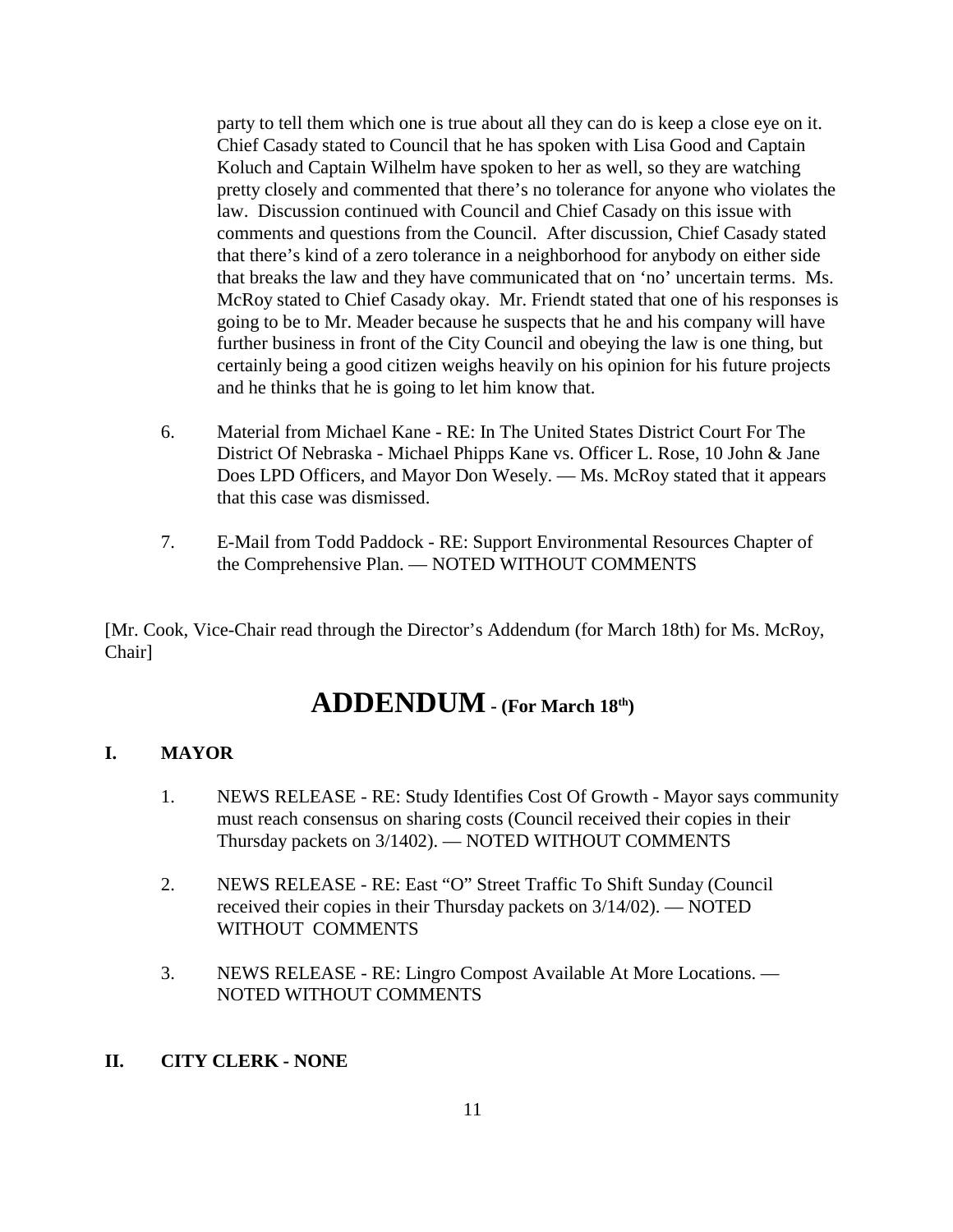party to tell them which one is true about all they can do is keep a close eye on it. Chief Casady stated to Council that he has spoken with Lisa Good and Captain Koluch and Captain Wilhelm have spoken to her as well, so they are watching pretty closely and commented that there's no tolerance for anyone who violates the law. Discussion continued with Council and Chief Casady on this issue with comments and questions from the Council. After discussion, Chief Casady stated that there's kind of a zero tolerance in a neighborhood for anybody on either side that breaks the law and they have communicated that on 'no' uncertain terms. Ms. McRoy stated to Chief Casady okay. Mr. Friendt stated that one of his responses is going to be to Mr. Meader because he suspects that he and his company will have further business in front of the City Council and obeying the law is one thing, but certainly being a good citizen weighs heavily on his opinion for his future projects and he thinks that he is going to let him know that.

6. Material from Michael Kane - RE: In The United States District Court For The District Of Nebraska - Michael Phipps Kane vs. Officer L. Rose, 10 John & Jane Does LPD Officers, and Mayor Don Wesely. — Ms. McRoy stated that it appears that this case was dismissed.

7. E-Mail from Todd Paddock - RE: Support Environmental Resources Chapter of the Comprehensive Plan. — NOTED WITHOUT COMMENTS

[Mr. Cook, Vice-Chair read through the Director's Addendum (for March 18th) for Ms. McRoy, Chair]

# ADDENDUM - (For March 18th)

## I. MAYOR

1. NEWS RELEASE - RE: Study Identifies Cost Of Growth - Mayor says community must reach consensus on sharing costs (Council received their copies in their Thursday packets on 3/1402). — NOTED WITHOUT COMMENTS

2. NEWS RELEASE - RE: East "O" Street Traffic To Shift Sunday (Council received their copies in their Thursday packets on 3/14/02). — NOTED WITHOUT COMMENTS

3. NEWS RELEASE - RE: Lingro Compost Available At More Locations. — NOTED WITHOUT COMMENTS

## II. CITY CLERK - NONE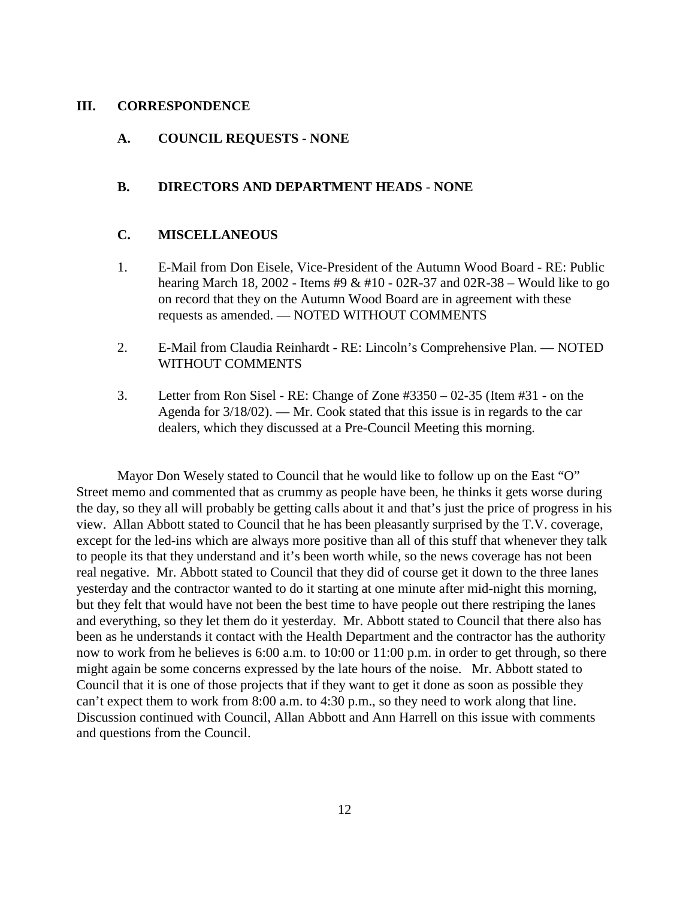## III. CORRESPONDENCE

### A. COUNCIL REQUESTS - NONE

### B. DIRECTORS AND DEPARTMENT HEADS - NONE

### C. MISCELLANEOUS

1. E-Mail from Don Eisele, Vice-President of the Autumn Wood Board - RE: Public hearing March 18, 2002 - Items #9 & #10 - 02R-37 and 02R-38 – Would like to go on record that they on the Autumn Wood Board are in agreement with these requests as amended. — NOTED WITHOUT COMMENTS

2. E-Mail from Claudia Reinhardt - RE: Lincoln's Comprehensive Plan. — NOTED WITHOUT COMMENTS

3. Letter from Ron Sisel - RE: Change of Zone #3350 – 02-35 (Item #31 - on the Agenda for 3/18/02). — Mr. Cook stated that this issue is in regards to the car dealers, which they discussed at a Pre-Council Meeting this morning.

Mayor Don Wesely stated to Council that he would like to follow up on the East "O" Street memo and commented that as crummy as people have been, he thinks it gets worse during the day, so they all will probably be getting calls about it and that's just the price of progress in his view. Allan Abbott stated to Council that he has been pleasantly surprised by the T.V. coverage, except for the led-ins which are always more positive than all of this stuff that whenever they talk to people its that they understand and it's been worth while, so the news coverage has not been real negative. Mr. Abbott stated to Council that they did of course get it down to the three lanes yesterday and the contractor wanted to do it starting at one minute after mid-night this morning, but they felt that would have not been the best time to have people out there restriping the lanes and everything, so they let them do it yesterday. Mr. Abbott stated to Council that there also has been as he understands it contact with the Health Department and the contractor has the authority now to work from he believes is 6:00 a.m. to 10:00 or 11:00 p.m. in order to get through, so there might again be some concerns expressed by the late hours of the noise. Mr. Abbott stated to Council that it is one of those projects that if they want to get it done as soon as possible they can't expect them to work from 8:00 a.m. to 4:30 p.m., so they need to work along that line. Discussion continued with Council, Allan Abbott and Ann Harrell on this issue with comments and questions from the Council.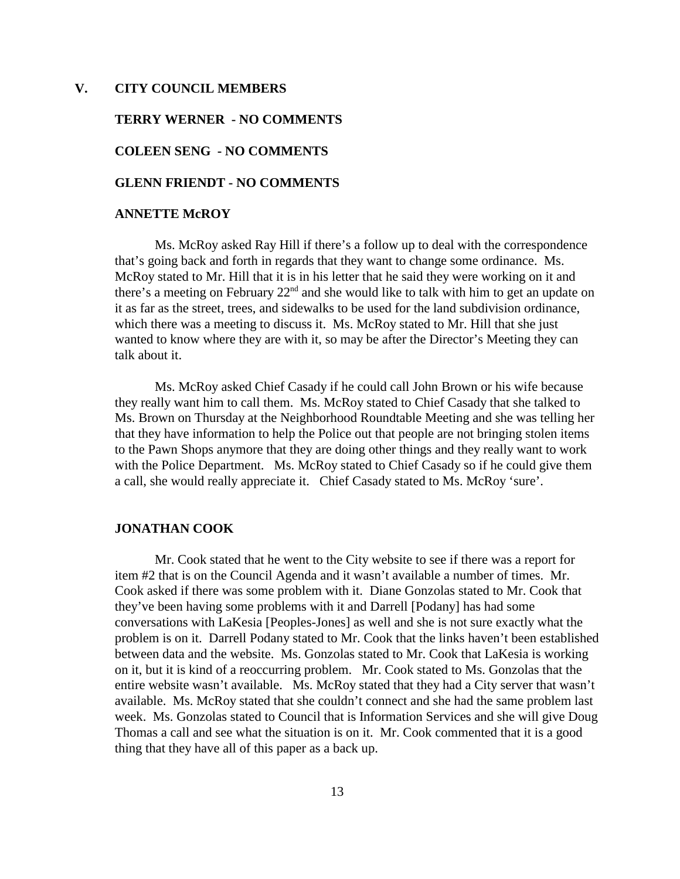## V. CITY COUNCIL MEMBERS

### TERRY WERNER - NO COMMENTS

### COLEEN SENG - NO COMMENTS

### GLENN FRIENDT - NO COMMENTS

### ANNETTE McROY

Ms. McRoy asked Ray Hill if there's a follow up to deal with the correspondence that's going back and forth in regards that they want to change some ordinance. Ms. McRoy stated to Mr. Hill that it is in his letter that he said they were working on it and there's a meeting on February 22nd and she would like to talk with him to get an update on it as far as the street, trees, and sidewalks to be used for the land subdivision ordinance, which there was a meeting to discuss it. Ms. McRoy stated to Mr. Hill that she just wanted to know where they are with it, so may be after the Director's Meeting they can talk about it.

Ms. McRoy asked Chief Casady if he could call John Brown or his wife because they really want him to call them. Ms. McRoy stated to Chief Casady that she talked to Ms. Brown on Thursday at the Neighborhood Roundtable Meeting and she was telling her that they have information to help the Police out that people are not bringing stolen items to the Pawn Shops anymore that they are doing other things and they really want to work with the Police Department. Ms. McRoy stated to Chief Casady so if he could give them a call, she would really appreciate it. Chief Casady stated to Ms. McRoy 'sure'.

### JONATHAN COOK

Mr. Cook stated that he went to the City website to see if there was a report for item #2 that is on the Council Agenda and it wasn't available a number of times. Mr. Cook asked if there was some problem with it. Diane Gonzolas stated to Mr. Cook that they've been having some problems with it and Darrell [Podany] has had some conversations with LaKesia [Peoples-Jones] as well and she is not sure exactly what the problem is on it. Darrell Podany stated to Mr. Cook that the links haven't been established between data and the website. Ms. Gonzolas stated to Mr. Cook that LaKesia is working on it, but it is kind of a reoccurring problem. Mr. Cook stated to Ms. Gonzolas that the entire website wasn't available. Ms. McRoy stated that they had a City server that wasn't available. Ms. McRoy stated that she couldn't connect and she had the same problem last week. Ms. Gonzolas stated to Council that is Information Services and she will give Doug Thomas a call and see what the situation is on it. Mr. Cook commented that it is a good thing that they have all of this paper as a back up.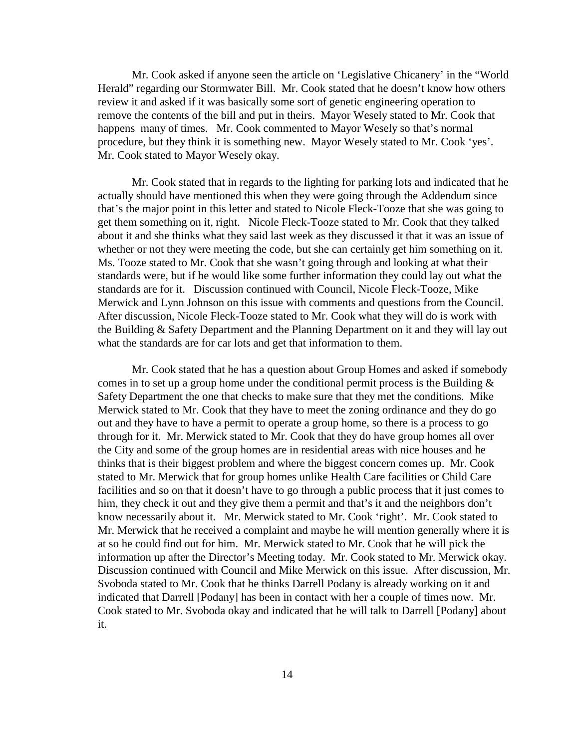Mr. Cook asked if anyone seen the article on 'Legislative Chicanery' in the "World Herald" regarding our Stormwater Bill. Mr. Cook stated that he doesn't know how others review it and asked if it was basically some sort of genetic engineering operation to remove the contents of the bill and put in theirs. Mayor Wesely stated to Mr. Cook that happens many of times. Mr. Cook commented to Mayor Wesely so that's normal procedure, but they think it is something new. Mayor Wesely stated to Mr. Cook 'yes'. Mr. Cook stated to Mayor Wesely okay.

Mr. Cook stated that in regards to the lighting for parking lots and indicated that he actually should have mentioned this when they were going through the Addendum since that's the major point in this letter and stated to Nicole Fleck-Tooze that she was going to get them something on it, right. Nicole Fleck-Tooze stated to Mr. Cook that they talked about it and she thinks what they said last week as they discussed it that it was an issue of whether or not they were meeting the code, but she can certainly get him something on it. Ms. Tooze stated to Mr. Cook that she wasn't going through and looking at what their standards were, but if he would like some further information they could lay out what the standards are for it. Discussion continued with Council, Nicole Fleck-Tooze, Mike Merwick and Lynn Johnson on this issue with comments and questions from the Council. After discussion, Nicole Fleck-Tooze stated to Mr. Cook what they will do is work with the Building & Safety Department and the Planning Department on it and they will lay out what the standards are for car lots and get that information to them.

Mr. Cook stated that he has a question about Group Homes and asked if somebody comes in to set up a group home under the conditional permit process is the Building & Safety Department the one that checks to make sure that they met the conditions. Mike Merwick stated to Mr. Cook that they have to meet the zoning ordinance and they do go out and they have to have a permit to operate a group home, so there is a process to go through for it. Mr. Merwick stated to Mr. Cook that they do have group homes all over the City and some of the group homes are in residential areas with nice houses and he thinks that is their biggest problem and where the biggest concern comes up. Mr. Cook stated to Mr. Merwick that for group homes unlike Health Care facilities or Child Care facilities and so on that it doesn't have to go through a public process that it just comes to him, they check it out and they give them a permit and that's it and the neighbors don't know necessarily about it. Mr. Merwick stated to Mr. Cook 'right'. Mr. Cook stated to Mr. Merwick that he received a complaint and maybe he will mention generally where it is at so he could find out for him. Mr. Merwick stated to Mr. Cook that he will pick the information up after the Director's Meeting today. Mr. Cook stated to Mr. Merwick okay. Discussion continued with Council and Mike Merwick on this issue. After discussion, Mr. Svoboda stated to Mr. Cook that he thinks Darrell Podany is already working on it and indicated that Darrell [Podany] has been in contact with her a couple of times now. Mr. Cook stated to Mr. Svoboda okay and indicated that he will talk to Darrell [Podany] about it.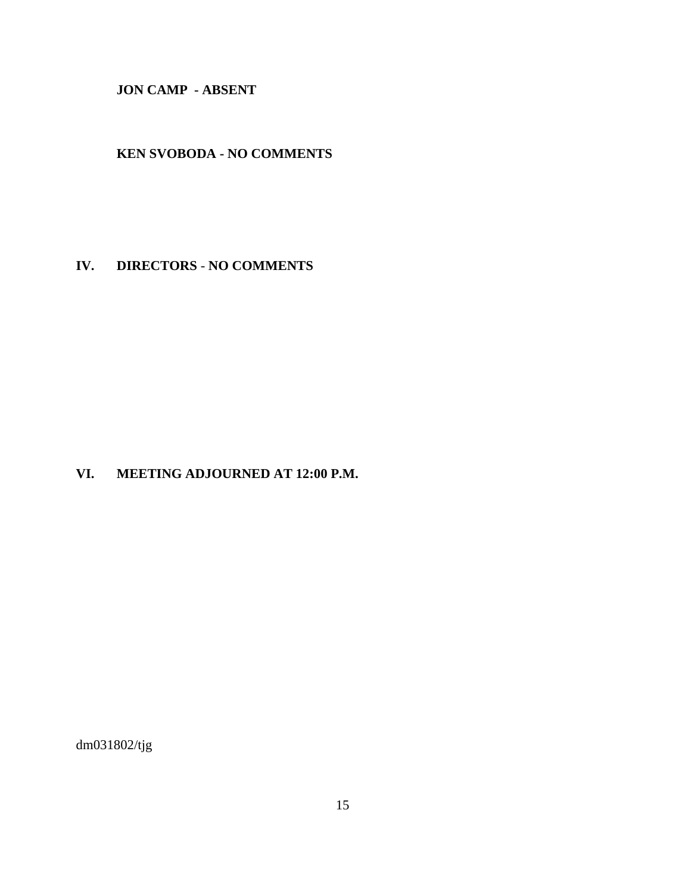**JON CAMP - ABSENT**

**KEN SVOBODA - NO COMMENTS**

**IV. DIRECTORS - NO COMMENTS**

**VI. MEETING ADJOURNED AT 12:00 P.M.**

dm031802/tjg